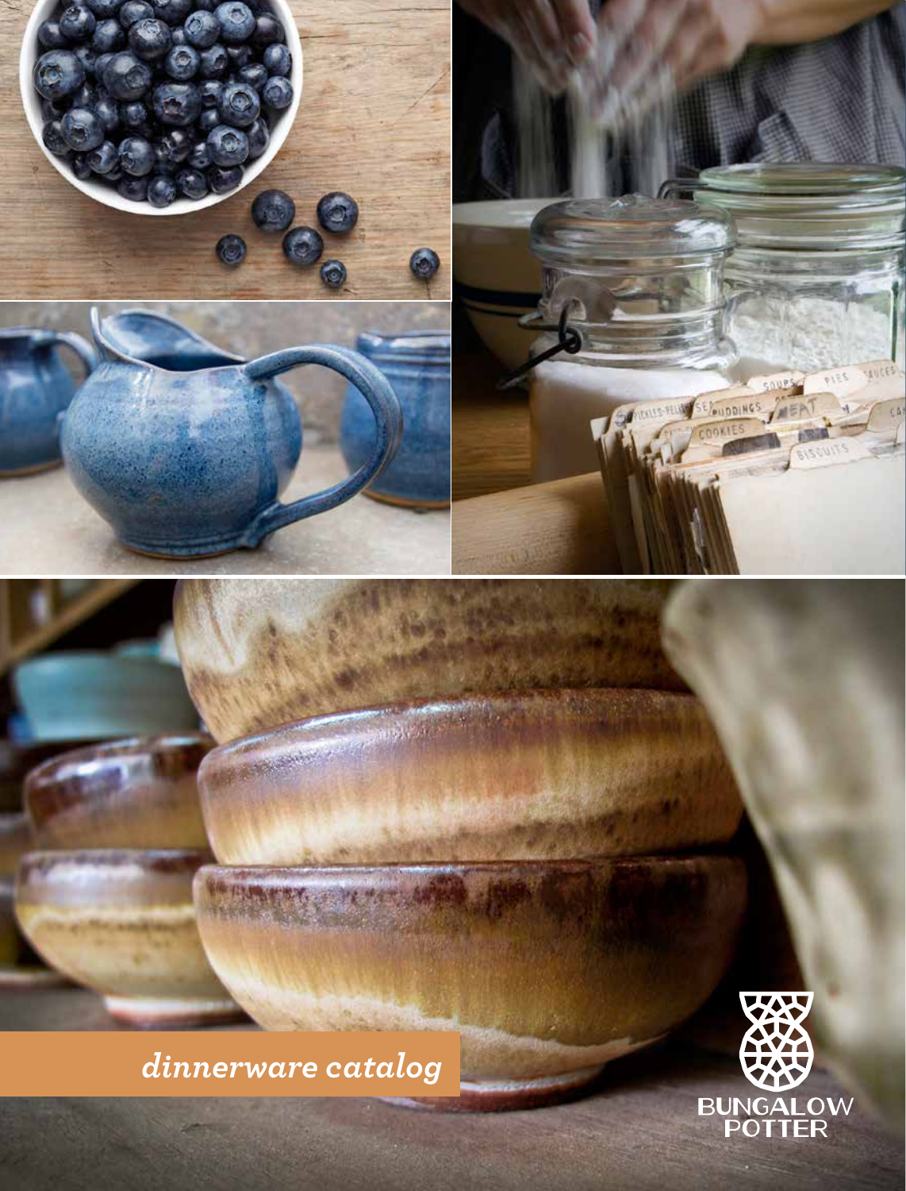*dinnerware catalog*

BUNGALOW POTTER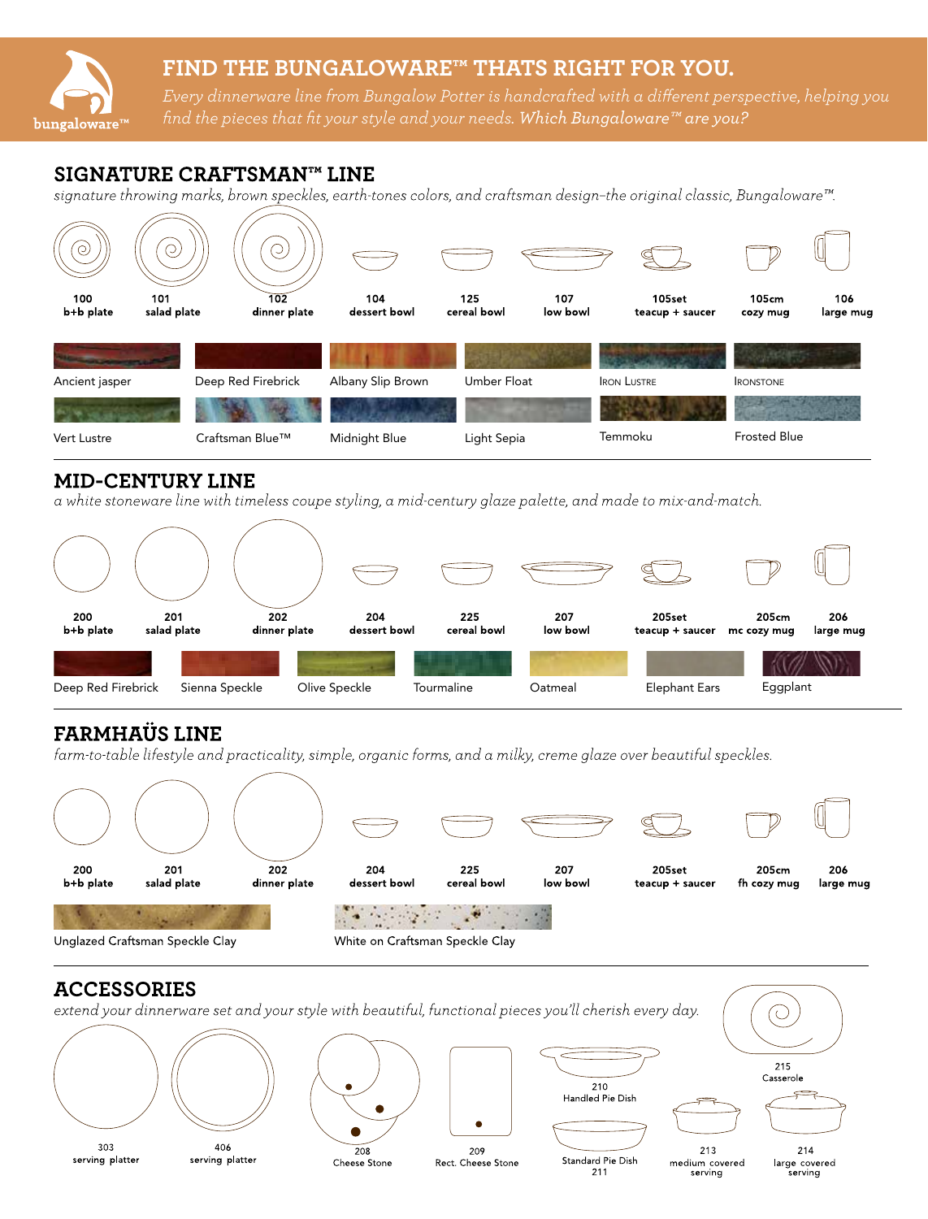# FIND THE BUNGALOWARE™ THATS RIGHT FOR YOU.

*Every dinnerware line from Bungalow Potter is handcrafted with a different perspective, helping you find the pieces that fit your style and your needs. **Which Bungaloware™ are you?***

## SIGNATURE CRAFTSMAN™ LINE

*signature throwing marks, brown speckles, earth-tones colors, and craftsman design–the original classic, Bungaloware™.*

| 100 | 101 | 102 | 104 | 125 | 107 | 105set | 105cm | 106 |
|---|---|---|---|---|---|---|---|---|
| b+b plate | salad plate | dinner plate | dessert bowl | cereal bowl | low bowl | teacup + saucer | cozy mug | large mug |

Ancient jasper, Deep Red Firebrick, Albany Slip Brown, Umber Float, Iron Lustre, Ironstone

Vert Lustre, Craftsman Blue™, Midnight Blue, Light Sepia, Temmoku, Frosted Blue

## MID-CENTURY LINE

*a white stoneware line with timeless coupe styling, a mid-century glaze palette, and made to mix-and-match.*

| 200 | 201 | 202 | 204 | 225 | 207 | 205set | 205cm | 206 |
|---|---|---|---|---|---|---|---|---|
| b+b plate | salad plate | dinner plate | dessert bowl | cereal bowl | low bowl | teacup + saucer | mc cozy mug | large mug |

Deep Red Firebrick, Sienna Speckle, Olive Speckle, Tourmaline, Oatmeal, Elephant Ears, Eggplant

## FARMHAÜS LINE

*farm-to-table lifestyle and practicality, simple, organic forms, and a milky, creme glaze over beautiful speckles.*

| 200 | 201 | 202 | 204 | 225 | 207 | 205set | 205cm | 206 |
|---|---|---|---|---|---|---|---|---|
| b+b plate | salad plate | dinner plate | dessert bowl | cereal bowl | low bowl | teacup + saucer | fh cozy mug | large mug |

Unglazed Craftsman Speckle Clay, White on Craftsman Speckle Clay

## ACCESSORIES

*extend your dinnerware set and your style with beautiful, functional pieces you'll cherish every day.*

- 303 serving platter
- 406 serving platter
- 208 Cheese Stone
- 209 Rect. Cheese Stone
- 210 Handled Pie Dish
- 211 Standard Pie Dish
- 213 medium covered serving
- 214 large covered serving
- 215 Casserole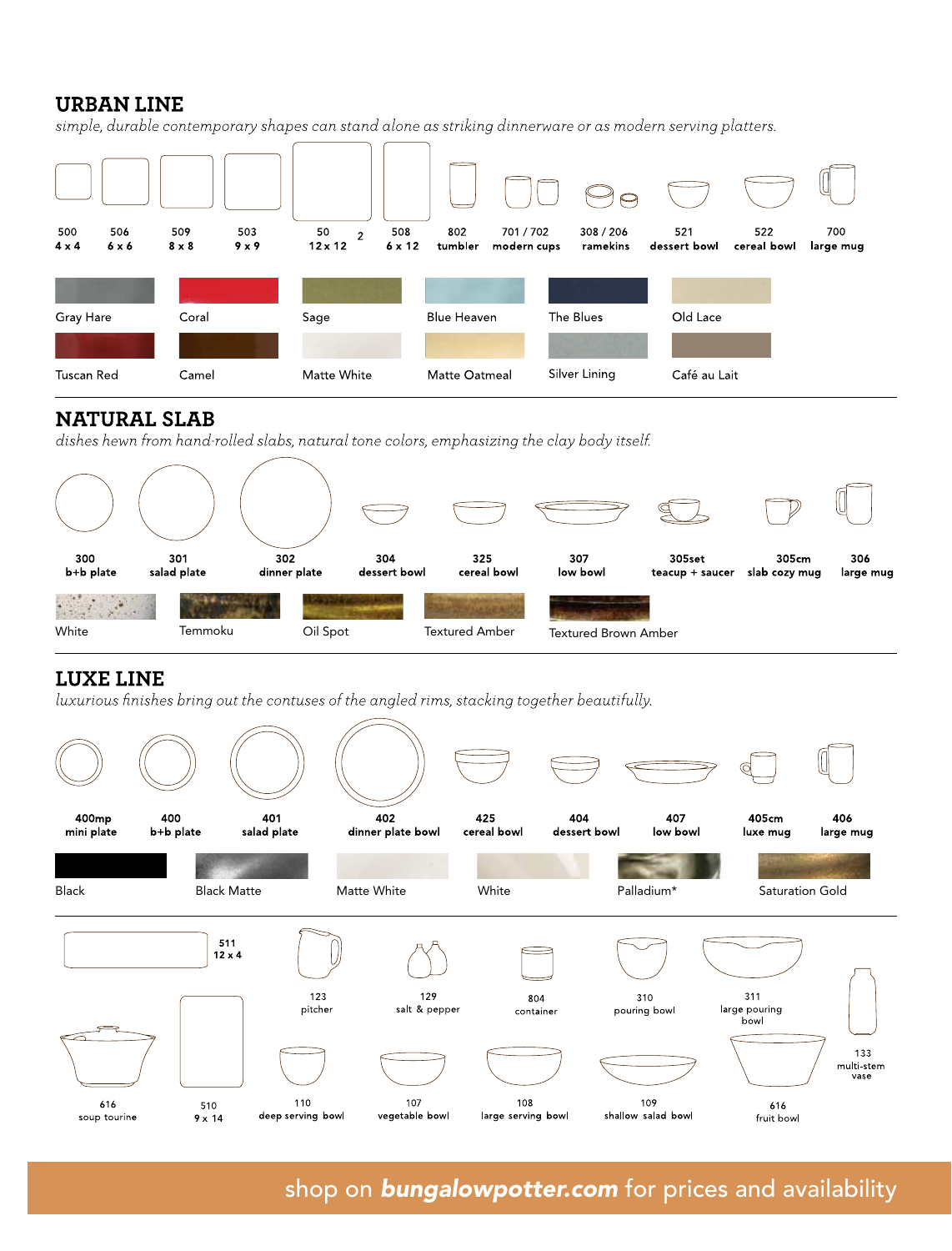## URBAN LINE

*simple, durable contemporary shapes can stand alone as striking dinnerware or as modern serving platters.*

| 500 | 506 | 509 | 503 | 502 | 508 | 802 | 701 / 702 | 308 / 206 | 521 | 522 | 700 |
|---|---|---|---|---|---|---|---|---|---|---|---|
| 4 x 4 | 6 x 6 | 8 x 8 | 9 x 9 | 12 x 12 | 6 x 12 | tumbler | modern cups | ramekins | dessert bowl | cereal bowl | large mug |

Gray Hare, Coral, Sage, Blue Heaven, The Blues, Old Lace

Tuscan Red, Camel, Matte White, Matte Oatmeal, Silver Lining, Café au Lait

## NATURAL SLAB

*dishes hewn from hand-rolled slabs, natural tone colors, emphasizing the clay body itself.*

| 300 | 301 | 302 | 304 | 325 | 307 | 305set | 305cm | 306 |
|---|---|---|---|---|---|---|---|---|
| b+b plate | salad plate | dinner plate | dessert bowl | cereal bowl | low bowl | teacup + saucer | slab cozy mug | large mug |

White, Temmoku, Oil Spot, Textured Amber, Textured Brown Amber

## LUXE LINE

*luxurious finishes bring out the contuses of the angled rims, stacking together beautifully.*

| 400mp | 400 | 401 | 402 | 425 | 404 | 407 | 405cm | 406 |
|---|---|---|---|---|---|---|---|---|
| mini plate | b+b plate | salad plate | dinner plate bowl | cereal bowl | dessert bowl | low bowl | luxe mug | large mug |

Black, Black Matte, Matte White, White, Palladium*, Saturation Gold

| 511 | 123 | 129 | 804 | 310 | 311 | 133 |
|---|---|---|---|---|---|---|
| 12 x 4 | pitcher | salt & pepper | container | pouring bowl | large pouring bowl | multi-stem vase |

| 616 | 510 | 110 | 107 | 108 | 109 | 616 |
|---|---|---|---|---|---|---|
| soup tourine | 9 x 14 | deep serving bowl | vegetable bowl | large serving bowl | shallow salad bowl | fruit bowl |

shop on ***bungalowpotter.com*** for prices and availability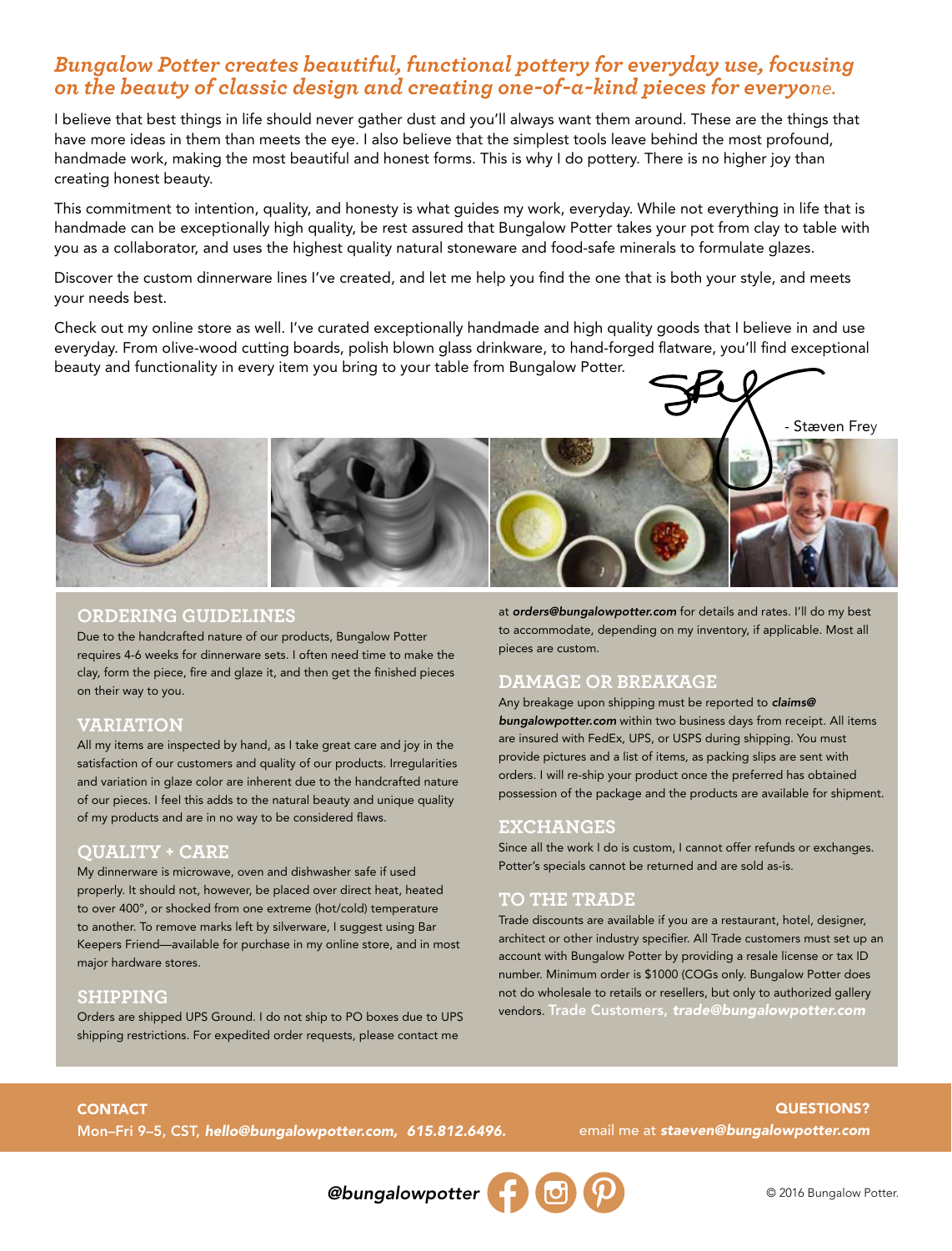## *Bungalow Potter creates beautiful, functional pottery for everyday use, focusing on the beauty of classic design and creating one-of-a-kind pieces for everyone.*

I believe that best things in life should never gather dust and you'll always want them around. These are the things that have more ideas in them than meets the eye. I also believe that the simplest tools leave behind the most profound, handmade work, making the most beautiful and honest forms. This is why I do pottery. There is no higher joy than creating honest beauty.

This commitment to intention, quality, and honesty is what guides my work, everyday. While not everything in life that is handmade can be exceptionally high quality, be rest assured that Bungalow Potter takes your pot from clay to table with you as a collaborator, and uses the highest quality natural stoneware and food-safe minerals to formulate glazes.

Discover the custom dinnerware lines I've created, and let me help you find the one that is both your style, and meets your needs best.

Check out my online store as well. I've curated exceptionally handmade and high quality goods that I believe in and use everyday. From olive-wood cutting boards, polish blown glass drinkware, to hand-forged flatware, you'll find exceptional beauty and functionality in every item you bring to your table from Bungalow Potter.

- Stæven Frey

### ORDERING GUIDELINES

Due to the handcrafted nature of our products, Bungalow Potter requires 4-6 weeks for dinnerware sets. I often need time to make the clay, form the piece, fire and glaze it, and then get the finished pieces on their way to you.

### VARIATION

All my items are inspected by hand, as I take great care and joy in the satisfaction of our customers and quality of our products. Irregularities and variation in glaze color are inherent due to the handcrafted nature of our pieces. I feel this adds to the natural beauty and unique quality of my products and are in no way to be considered flaws.

### QUALITY + CARE

My dinnerware is microwave, oven and dishwasher safe if used properly. It should not, however, be placed over direct heat, heated to over 400°, or shocked from one extreme (hot/cold) temperature to another. To remove marks left by silverware, I suggest using Bar Keepers Friend—available for purchase in my online store, and in most major hardware stores.

### SHIPPING

Orders are shipped UPS Ground. I do not ship to PO boxes due to UPS shipping restrictions. For expedited order requests, please contact me at ***orders@bungalowpotter.com*** for details and rates. I'll do my best to accommodate, depending on my inventory, if applicable. Most all pieces are custom.

### DAMAGE OR BREAKAGE

Any breakage upon shipping must be reported to ***claims@bungalowpotter.com*** within two business days from receipt. All items are insured with FedEx, UPS, or USPS during shipping. You must provide pictures and a list of items, as packing slips are sent with orders. I will re-ship your product once the preferred has obtained possession of the package and the products are available for shipment.

### EXCHANGES

Since all the work I do is custom, I cannot offer refunds or exchanges. Potter's specials cannot be returned and are sold as-is.

### TO THE TRADE

Trade discounts are available if you are a restaurant, hotel, designer, architect or other industry specifier. All Trade customers must set up an account with Bungalow Potter by providing a resale license or tax ID number. Minimum order is $1000 (COGs only. Bungalow Potter does not do wholesale to retails or resellers, but only to authorized gallery vendors. Trade Customers, ***trade@bungalowpotter.com***

**CONTACT**
Mon–Fri 9–5, CST, ***hello@bungalowpotter.com, 615.812.6496.***

**QUESTIONS?**
email me at ***staeven@bungalowpotter.com***

***@bungalowpotter***

© 2016 Bungalow Potter.